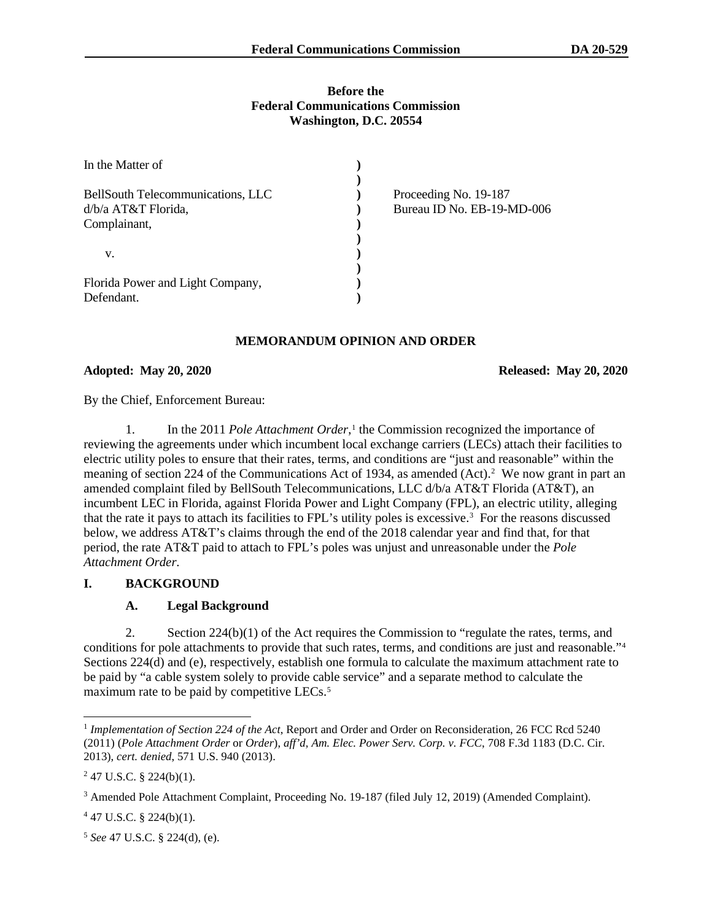**Before the**
**Federal Communications Commission**
**Washington, D.C. 20554**

| | | |
|---|---|---|
| In the Matter of | ) | |
| | ) | |
| BellSouth Telecommunications, LLC | ) | Proceeding No. 19-187 |
| d/b/a AT&T Florida, | ) | Bureau ID No. EB-19-MD-006 |
| Complainant, | ) | |
| | ) | |
| v. | ) | |
| | ) | |
| Florida Power and Light Company, | ) | |
| Defendant. | ) | |

## MEMORANDUM OPINION AND ORDER

**Adopted: May 20, 2020** **Released: May 20, 2020**

By the Chief, Enforcement Bureau:

1. In the 2011 *Pole Attachment Order*,[1] the Commission recognized the importance of reviewing the agreements under which incumbent local exchange carriers (LECs) attach their facilities to electric utility poles to ensure that their rates, terms, and conditions are "just and reasonable" within the meaning of section 224 of the Communications Act of 1934, as amended (Act).[2] We now grant in part an amended complaint filed by BellSouth Telecommunications, LLC d/b/a AT&T Florida (AT&T), an incumbent LEC in Florida, against Florida Power and Light Company (FPL), an electric utility, alleging that the rate it pays to attach its facilities to FPL's utility poles is excessive.[3] For the reasons discussed below, we address AT&T's claims through the end of the 2018 calendar year and find that, for that period, the rate AT&T paid to attach to FPL's poles was unjust and unreasonable under the *Pole Attachment Order*.

## I. BACKGROUND

### A. Legal Background

2. Section 224(b)(1) of the Act requires the Commission to "regulate the rates, terms, and conditions for pole attachments to provide that such rates, terms, and conditions are just and reasonable."[4] Sections 224(d) and (e), respectively, establish one formula to calculate the maximum attachment rate to be paid by "a cable system solely to provide cable service" and a separate method to calculate the maximum rate to be paid by competitive LECs.[5]

---

[1] *Implementation of Section 224 of the Act*, Report and Order and Order on Reconsideration, 26 FCC Rcd 5240 (2011) (*Pole Attachment Order* or *Order*), *aff'd*, *Am. Elec. Power Serv. Corp. v. FCC*, 708 F.3d 1183 (D.C. Cir. 2013), *cert. denied*, 571 U.S. 940 (2013).

[2] 47 U.S.C. § 224(b)(1).

[3] Amended Pole Attachment Complaint, Proceeding No. 19-187 (filed July 12, 2019) (Amended Complaint).

[4] 47 U.S.C. § 224(b)(1).

[5] *See* 47 U.S.C. § 224(d), (e).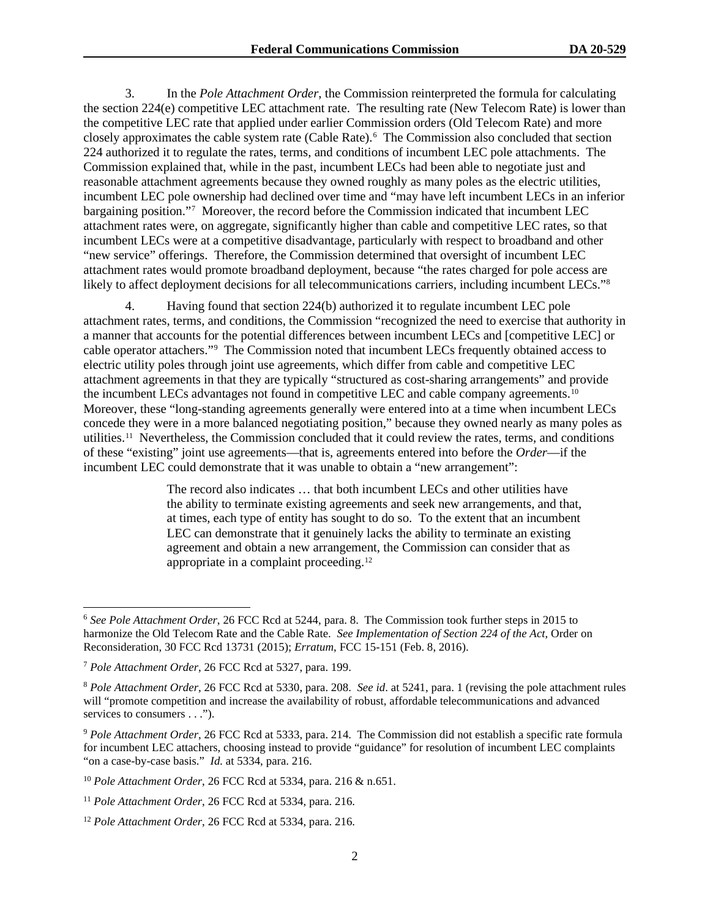3. In the *Pole Attachment Order*, the Commission reinterpreted the formula for calculating the section 224(e) competitive LEC attachment rate. The resulting rate (New Telecom Rate) is lower than the competitive LEC rate that applied under earlier Commission orders (Old Telecom Rate) and more closely approximates the cable system rate (Cable Rate).[6] The Commission also concluded that section 224 authorized it to regulate the rates, terms, and conditions of incumbent LEC pole attachments. The Commission explained that, while in the past, incumbent LECs had been able to negotiate just and reasonable attachment agreements because they owned roughly as many poles as the electric utilities, incumbent LEC pole ownership had declined over time and "may have left incumbent LECs in an inferior bargaining position."[7] Moreover, the record before the Commission indicated that incumbent LEC attachment rates were, on aggregate, significantly higher than cable and competitive LEC rates, so that incumbent LECs were at a competitive disadvantage, particularly with respect to broadband and other "new service" offerings. Therefore, the Commission determined that oversight of incumbent LEC attachment rates would promote broadband deployment, because "the rates charged for pole access are likely to affect deployment decisions for all telecommunications carriers, including incumbent LECs."[8]

4. Having found that section 224(b) authorized it to regulate incumbent LEC pole attachment rates, terms, and conditions, the Commission "recognized the need to exercise that authority in a manner that accounts for the potential differences between incumbent LECs and [competitive LEC] or cable operator attachers."[9] The Commission noted that incumbent LECs frequently obtained access to electric utility poles through joint use agreements, which differ from cable and competitive LEC attachment agreements in that they are typically "structured as cost-sharing arrangements" and provide the incumbent LECs advantages not found in competitive LEC and cable company agreements.[10] Moreover, these "long-standing agreements generally were entered into at a time when incumbent LECs concede they were in a more balanced negotiating position," because they owned nearly as many poles as utilities.[11] Nevertheless, the Commission concluded that it could review the rates, terms, and conditions of these "existing" joint use agreements—that is, agreements entered into before the *Order*—if the incumbent LEC could demonstrate that it was unable to obtain a "new arrangement":

> The record also indicates … that both incumbent LECs and other utilities have the ability to terminate existing agreements and seek new arrangements, and that, at times, each type of entity has sought to do so. To the extent that an incumbent LEC can demonstrate that it genuinely lacks the ability to terminate an existing agreement and obtain a new arrangement, the Commission can consider that as appropriate in a complaint proceeding.[12]

---

[6] *See Pole Attachment Order*, 26 FCC Rcd at 5244, para. 8. The Commission took further steps in 2015 to harmonize the Old Telecom Rate and the Cable Rate. *See Implementation of Section 224 of the Act*, Order on Reconsideration, 30 FCC Rcd 13731 (2015); *Erratum*, FCC 15-151 (Feb. 8, 2016).

[7] *Pole Attachment Order*, 26 FCC Rcd at 5327, para. 199.

[8] *Pole Attachment Order*, 26 FCC Rcd at 5330, para. 208. *See id*. at 5241, para. 1 (revising the pole attachment rules will "promote competition and increase the availability of robust, affordable telecommunications and advanced services to consumers . . .").

[9] *Pole Attachment Order*, 26 FCC Rcd at 5333, para. 214. The Commission did not establish a specific rate formula for incumbent LEC attachers, choosing instead to provide "guidance" for resolution of incumbent LEC complaints "on a case-by-case basis." *Id.* at 5334, para. 216.

[10] *Pole Attachment Order*, 26 FCC Rcd at 5334, para. 216 & n.651.

[11] *Pole Attachment Order*, 26 FCC Rcd at 5334, para. 216.

[12] *Pole Attachment Order*, 26 FCC Rcd at 5334, para. 216.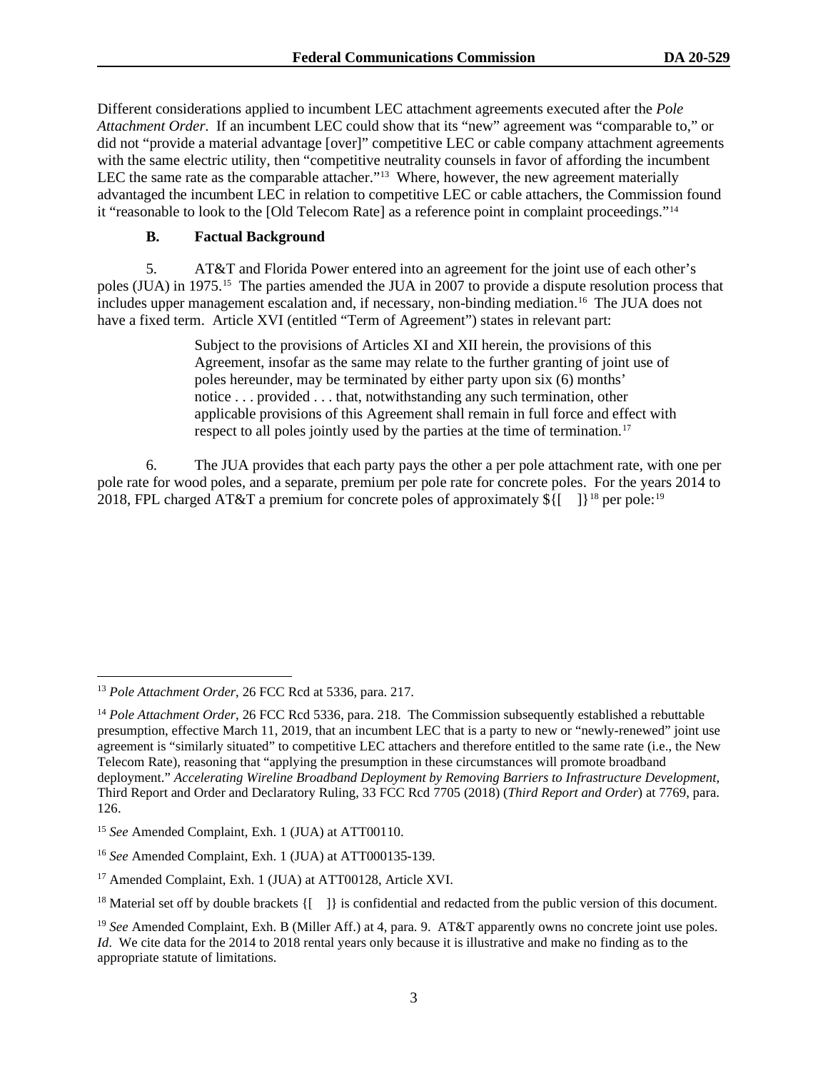Different considerations applied to incumbent LEC attachment agreements executed after the *Pole Attachment Order*. If an incumbent LEC could show that its "new" agreement was "comparable to," or did not "provide a material advantage [over]" competitive LEC or cable company attachment agreements with the same electric utility, then "competitive neutrality counsels in favor of affording the incumbent LEC the same rate as the comparable attacher."[13] Where, however, the new agreement materially advantaged the incumbent LEC in relation to competitive LEC or cable attachers, the Commission found it "reasonable to look to the [Old Telecom Rate] as a reference point in complaint proceedings."[14]

### B. Factual Background

5. AT&T and Florida Power entered into an agreement for the joint use of each other's poles (JUA) in 1975.[15] The parties amended the JUA in 2007 to provide a dispute resolution process that includes upper management escalation and, if necessary, non-binding mediation.[16] The JUA does not have a fixed term. Article XVI (entitled "Term of Agreement") states in relevant part:

> Subject to the provisions of Articles XI and XII herein, the provisions of this Agreement, insofar as the same may relate to the further granting of joint use of poles hereunder, may be terminated by either party upon six (6) months' notice . . . provided . . . that, notwithstanding any such termination, other applicable provisions of this Agreement shall remain in full force and effect with respect to all poles jointly used by the parties at the time of termination.[17]

6. The JUA provides that each party pays the other a per pole attachment rate, with one per pole rate for wood poles, and a separate, premium per pole rate for concrete poles. For the years 2014 to 2018, FPL charged AT&T a premium for concrete poles of approximately ${[ ]}[18] per pole:[19]

---

[13] *Pole Attachment Order*, 26 FCC Rcd at 5336, para. 217.

[14] *Pole Attachment Order*, 26 FCC Rcd 5336, para. 218. The Commission subsequently established a rebuttable presumption, effective March 11, 2019, that an incumbent LEC that is a party to new or "newly-renewed" joint use agreement is "similarly situated" to competitive LEC attachers and therefore entitled to the same rate (i.e., the New Telecom Rate), reasoning that "applying the presumption in these circumstances will promote broadband deployment." *Accelerating Wireline Broadband Deployment by Removing Barriers to Infrastructure Development*, Third Report and Order and Declaratory Ruling, 33 FCC Rcd 7705 (2018) (*Third Report and Order*) at 7769, para. 126.

[15] *See* Amended Complaint, Exh. 1 (JUA) at ATT00110.

[16] *See* Amended Complaint, Exh. 1 (JUA) at ATT000135-139.

[17] Amended Complaint, Exh. 1 (JUA) at ATT00128, Article XVI.

[18] Material set off by double brackets {[ ]} is confidential and redacted from the public version of this document.

[19] *See* Amended Complaint, Exh. B (Miller Aff.) at 4, para. 9. AT&T apparently owns no concrete joint use poles. *Id*. We cite data for the 2014 to 2018 rental years only because it is illustrative and make no finding as to the appropriate statute of limitations.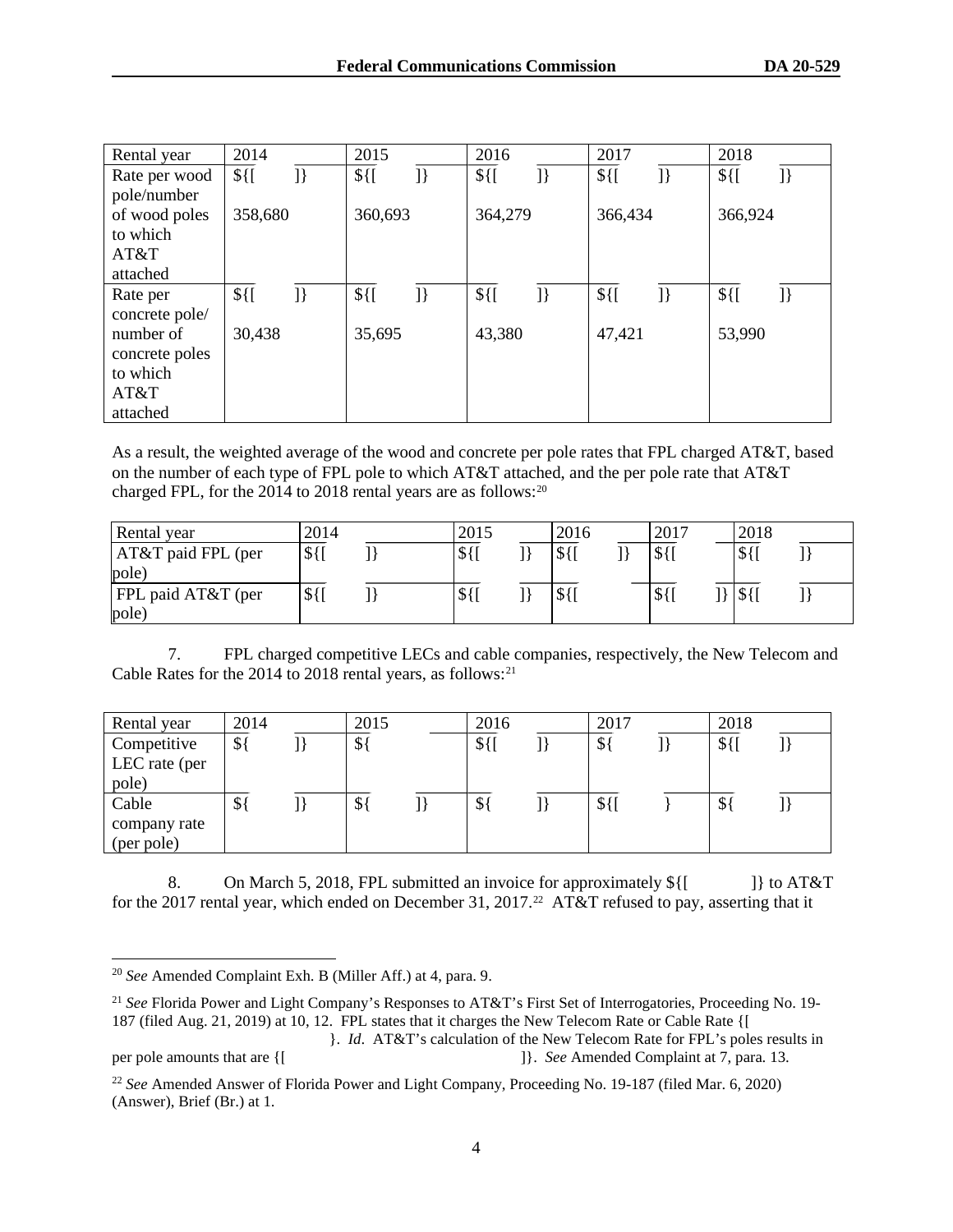| Rental year | 2014 | 2015 | 2016 | 2017 | 2018 |
|---|---|---|---|---|---|
| Rate per wood pole/number of wood poles to which AT&T attached | ${[ ]} 358,680 | ${[ ]} 360,693 | ${[ ]} 364,279 | ${[ ]} 366,434 | ${[ ]} 366,924 |
| Rate per concrete pole/ number of concrete poles to which AT&T attached | ${[ ]} 30,438 | ${[ ]} 35,695 | ${[ ]} 43,380 | ${[ ]} 47,421 | ${[ ]} 53,990 |

As a result, the weighted average of the wood and concrete per pole rates that FPL charged AT&T, based on the number of each type of FPL pole to which AT&T attached, and the per pole rate that AT&T charged FPL, for the 2014 to 2018 rental years are as follows:[20]

| Rental year | 2014 | 2015 | 2016 | 2017 | 2018 |
|---|---|---|---|---|---|
| AT&T paid FPL (per pole) | ${[ ]} | ${[ ]} | ${[ ]} | ${[ | ${[ ]} |
| FPL paid AT&T (per pole) | ${[ ]} | ${[ ]} | ${[ | ${[ ]} | ${[ ]} |

7. FPL charged competitive LECs and cable companies, respectively, the New Telecom and Cable Rates for the 2014 to 2018 rental years, as follows:[21]

| Rental year | 2014 | 2015 | 2016 | 2017 | 2018 |
|---|---|---|---|---|---|
| Competitive LEC rate (per pole) | ${ ]} | ${ | ${[ ]} | ${ ]} | ${[ ]} |
| Cable company rate (per pole) | ${ ]} | ${ ]} | ${ ]} | ${[ } | ${ ]} |

8. On March 5, 2018, FPL submitted an invoice for approximately ${[ ]} to AT&T for the 2017 rental year, which ended on December 31, 2017.[22] AT&T refused to pay, asserting that it

---

[20] *See* Amended Complaint Exh. B (Miller Aff.) at 4, para. 9.

[21] *See* Florida Power and Light Company's Responses to AT&T's First Set of Interrogatories, Proceeding No. 19-187 (filed Aug. 21, 2019) at 10, 12. FPL states that it charges the New Telecom Rate or Cable Rate {[ }. *Id*. AT&T's calculation of the New Telecom Rate for FPL's poles results in per pole amounts that are {[ ]}. *See* Amended Complaint at 7, para. 13.

[22] *See* Amended Answer of Florida Power and Light Company, Proceeding No. 19-187 (filed Mar. 6, 2020) (Answer), Brief (Br.) at 1.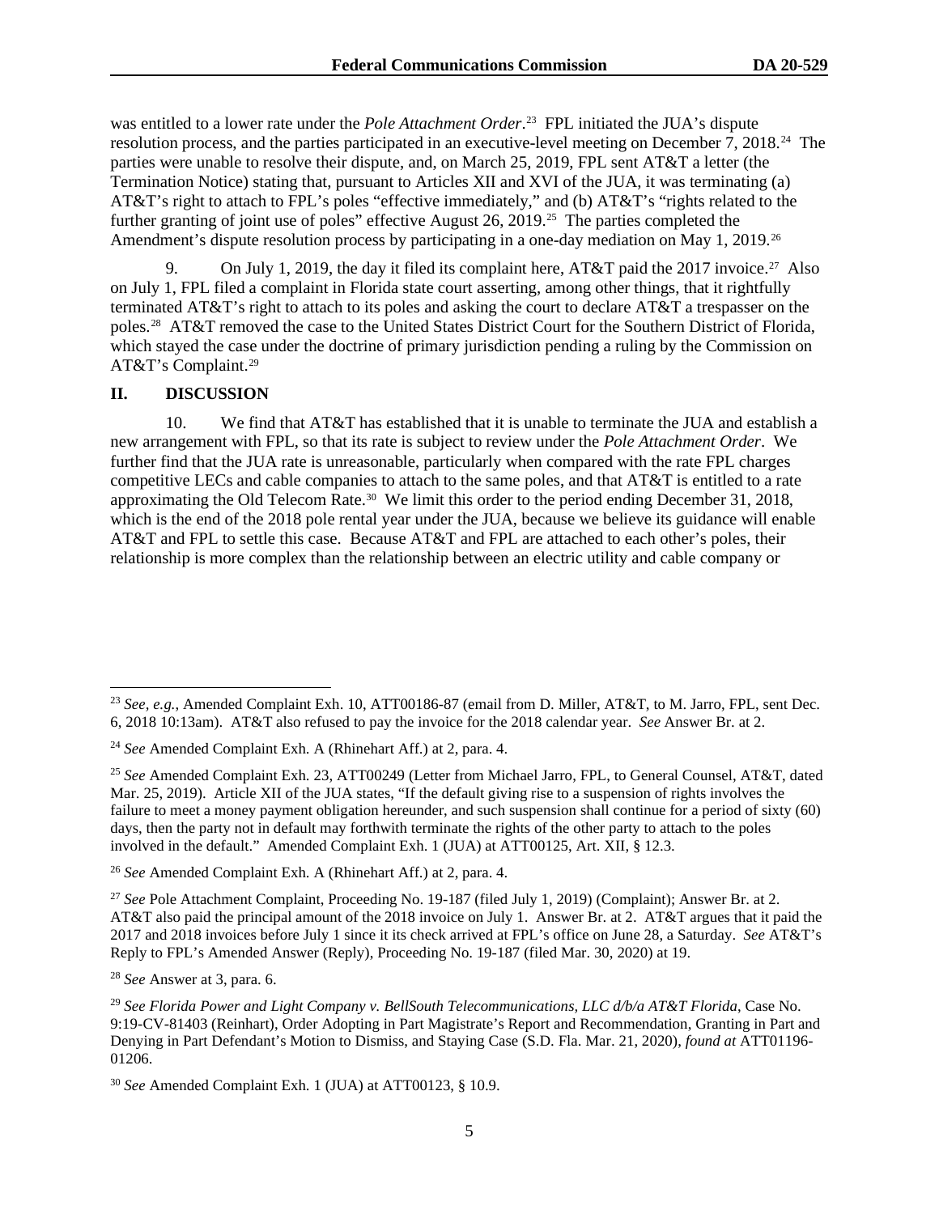was entitled to a lower rate under the *Pole Attachment Order*.[23] FPL initiated the JUA's dispute resolution process, and the parties participated in an executive-level meeting on December 7, 2018.[24] The parties were unable to resolve their dispute, and, on March 25, 2019, FPL sent AT&T a letter (the Termination Notice) stating that, pursuant to Articles XII and XVI of the JUA, it was terminating (a) AT&T's right to attach to FPL's poles "effective immediately," and (b) AT&T's "rights related to the further granting of joint use of poles" effective August 26, 2019.[25] The parties completed the Amendment's dispute resolution process by participating in a one-day mediation on May 1, 2019.[26]

9. On July 1, 2019, the day it filed its complaint here, AT&T paid the 2017 invoice.[27] Also on July 1, FPL filed a complaint in Florida state court asserting, among other things, that it rightfully terminated AT&T's right to attach to its poles and asking the court to declare AT&T a trespasser on the poles.[28] AT&T removed the case to the United States District Court for the Southern District of Florida, which stayed the case under the doctrine of primary jurisdiction pending a ruling by the Commission on AT&T's Complaint.[29]

## II. DISCUSSION

10. We find that AT&T has established that it is unable to terminate the JUA and establish a new arrangement with FPL, so that its rate is subject to review under the *Pole Attachment Order*. We further find that the JUA rate is unreasonable, particularly when compared with the rate FPL charges competitive LECs and cable companies to attach to the same poles, and that AT&T is entitled to a rate approximating the Old Telecom Rate.[30] We limit this order to the period ending December 31, 2018, which is the end of the 2018 pole rental year under the JUA, because we believe its guidance will enable AT&T and FPL to settle this case. Because AT&T and FPL are attached to each other's poles, their relationship is more complex than the relationship between an electric utility and cable company or

---

[23] *See, e.g.*, Amended Complaint Exh. 10, ATT00186-87 (email from D. Miller, AT&T, to M. Jarro, FPL, sent Dec. 6, 2018 10:13am). AT&T also refused to pay the invoice for the 2018 calendar year. *See* Answer Br. at 2.

[24] *See* Amended Complaint Exh. A (Rhinehart Aff.) at 2, para. 4.

[25] *See* Amended Complaint Exh. 23, ATT00249 (Letter from Michael Jarro, FPL, to General Counsel, AT&T, dated Mar. 25, 2019). Article XII of the JUA states, "If the default giving rise to a suspension of rights involves the failure to meet a money payment obligation hereunder, and such suspension shall continue for a period of sixty (60) days, then the party not in default may forthwith terminate the rights of the other party to attach to the poles involved in the default." Amended Complaint Exh. 1 (JUA) at ATT00125, Art. XII, § 12.3.

[26] *See* Amended Complaint Exh. A (Rhinehart Aff.) at 2, para. 4.

[27] *See* Pole Attachment Complaint, Proceeding No. 19-187 (filed July 1, 2019) (Complaint); Answer Br. at 2. AT&T also paid the principal amount of the 2018 invoice on July 1. Answer Br. at 2. AT&T argues that it paid the 2017 and 2018 invoices before July 1 since it its check arrived at FPL's office on June 28, a Saturday. *See* AT&T's Reply to FPL's Amended Answer (Reply), Proceeding No. 19-187 (filed Mar. 30, 2020) at 19.

[28] *See* Answer at 3, para. 6.

[29] *See Florida Power and Light Company v. BellSouth Telecommunications, LLC d/b/a AT&T Florida*, Case No. 9:19-CV-81403 (Reinhart), Order Adopting in Part Magistrate's Report and Recommendation, Granting in Part and Denying in Part Defendant's Motion to Dismiss, and Staying Case (S.D. Fla. Mar. 21, 2020), *found at* ATT01196-01206.

[30] *See* Amended Complaint Exh. 1 (JUA) at ATT00123, § 10.9.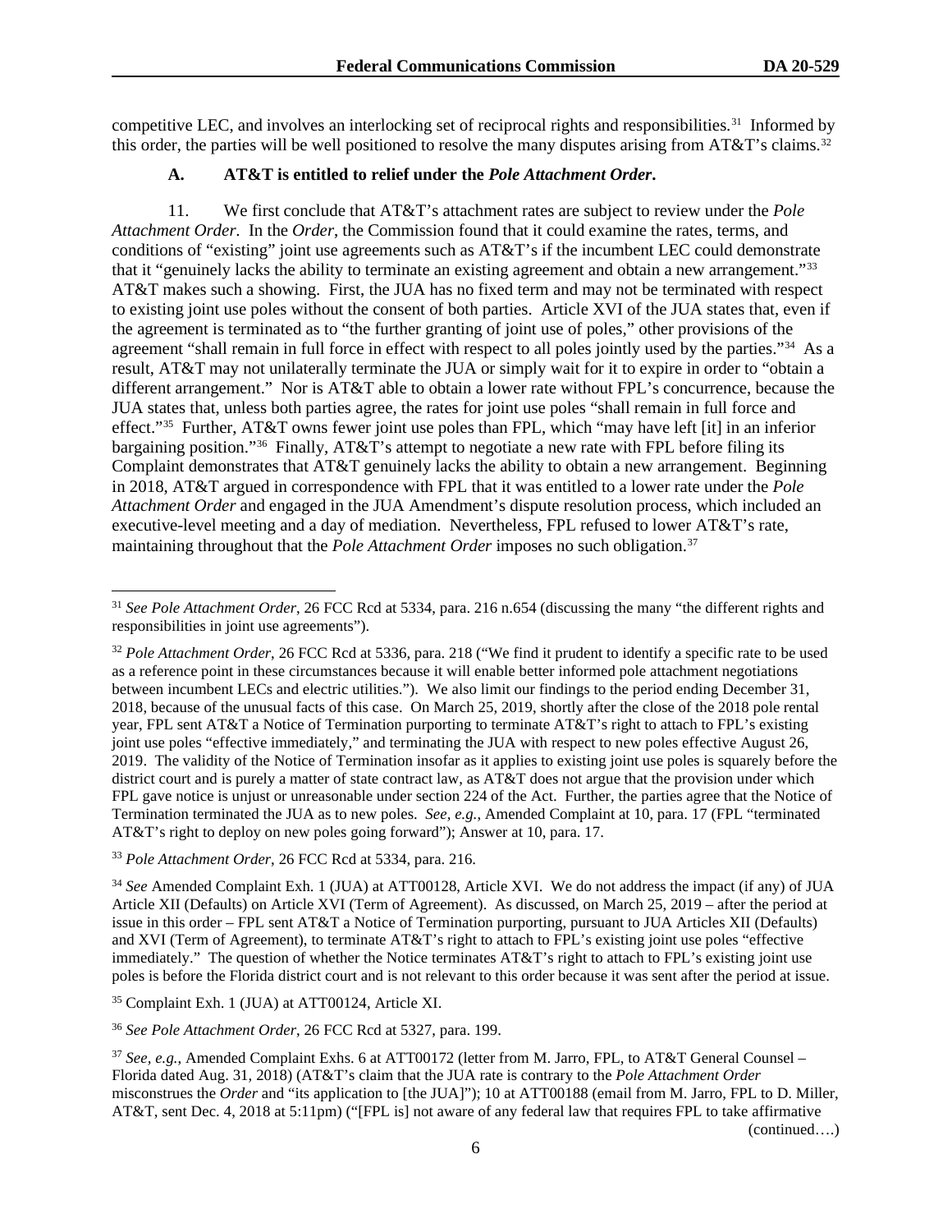competitive LEC, and involves an interlocking set of reciprocal rights and responsibilities.[31] Informed by this order, the parties will be well positioned to resolve the many disputes arising from AT&T's claims.[32]

### A. AT&T is entitled to relief under the *Pole Attachment Order*.

11. We first conclude that AT&T's attachment rates are subject to review under the *Pole Attachment Order*. In the *Order*, the Commission found that it could examine the rates, terms, and conditions of "existing" joint use agreements such as AT&T's if the incumbent LEC could demonstrate that it "genuinely lacks the ability to terminate an existing agreement and obtain a new arrangement."[33] AT&T makes such a showing. First, the JUA has no fixed term and may not be terminated with respect to existing joint use poles without the consent of both parties. Article XVI of the JUA states that, even if the agreement is terminated as to "the further granting of joint use of poles," other provisions of the agreement "shall remain in full force in effect with respect to all poles jointly used by the parties."[34] As a result, AT&T may not unilaterally terminate the JUA or simply wait for it to expire in order to "obtain a different arrangement." Nor is AT&T able to obtain a lower rate without FPL's concurrence, because the JUA states that, unless both parties agree, the rates for joint use poles "shall remain in full force and effect."[35] Further, AT&T owns fewer joint use poles than FPL, which "may have left [it] in an inferior bargaining position."[36] Finally, AT&T's attempt to negotiate a new rate with FPL before filing its Complaint demonstrates that AT&T genuinely lacks the ability to obtain a new arrangement. Beginning in 2018, AT&T argued in correspondence with FPL that it was entitled to a lower rate under the *Pole Attachment Order* and engaged in the JUA Amendment's dispute resolution process, which included an executive-level meeting and a day of mediation. Nevertheless, FPL refused to lower AT&T's rate, maintaining throughout that the *Pole Attachment Order* imposes no such obligation.[37]

---

[31] *See Pole Attachment Order*, 26 FCC Rcd at 5334, para. 216 n.654 (discussing the many "the different rights and responsibilities in joint use agreements").

[32] *Pole Attachment Order*, 26 FCC Rcd at 5336, para. 218 ("We find it prudent to identify a specific rate to be used as a reference point in these circumstances because it will enable better informed pole attachment negotiations between incumbent LECs and electric utilities."). We also limit our findings to the period ending December 31, 2018, because of the unusual facts of this case. On March 25, 2019, shortly after the close of the 2018 pole rental year, FPL sent AT&T a Notice of Termination purporting to terminate AT&T's right to attach to FPL's existing joint use poles "effective immediately," and terminating the JUA with respect to new poles effective August 26, 2019. The validity of the Notice of Termination insofar as it applies to existing joint use poles is squarely before the district court and is purely a matter of state contract law, as AT&T does not argue that the provision under which FPL gave notice is unjust or unreasonable under section 224 of the Act. Further, the parties agree that the Notice of Termination terminated the JUA as to new poles. *See, e.g.*, Amended Complaint at 10, para. 17 (FPL "terminated AT&T's right to deploy on new poles going forward"); Answer at 10, para. 17.

[33] *Pole Attachment Order*, 26 FCC Rcd at 5334, para. 216.

[34] *See* Amended Complaint Exh. 1 (JUA) at ATT00128, Article XVI. We do not address the impact (if any) of JUA Article XII (Defaults) on Article XVI (Term of Agreement). As discussed, on March 25, 2019 – after the period at issue in this order – FPL sent AT&T a Notice of Termination purporting, pursuant to JUA Articles XII (Defaults) and XVI (Term of Agreement), to terminate AT&T's right to attach to FPL's existing joint use poles "effective immediately." The question of whether the Notice terminates AT&T's right to attach to FPL's existing joint use poles is before the Florida district court and is not relevant to this order because it was sent after the period at issue.

[35] Complaint Exh. 1 (JUA) at ATT00124, Article XI.

[36] *See Pole Attachment Order*, 26 FCC Rcd at 5327, para. 199.

[37] *See, e.g.*, Amended Complaint Exhs. 6 at ATT00172 (letter from M. Jarro, FPL, to AT&T General Counsel – Florida dated Aug. 31, 2018) (AT&T's claim that the JUA rate is contrary to the *Pole Attachment Order* misconstrues the *Order* and "its application to [the JUA]"); 10 at ATT00188 (email from M. Jarro, FPL to D. Miller, AT&T, sent Dec. 4, 2018 at 5:11pm) ("[FPL is] not aware of any federal law that requires FPL to take affirmative

(continued….)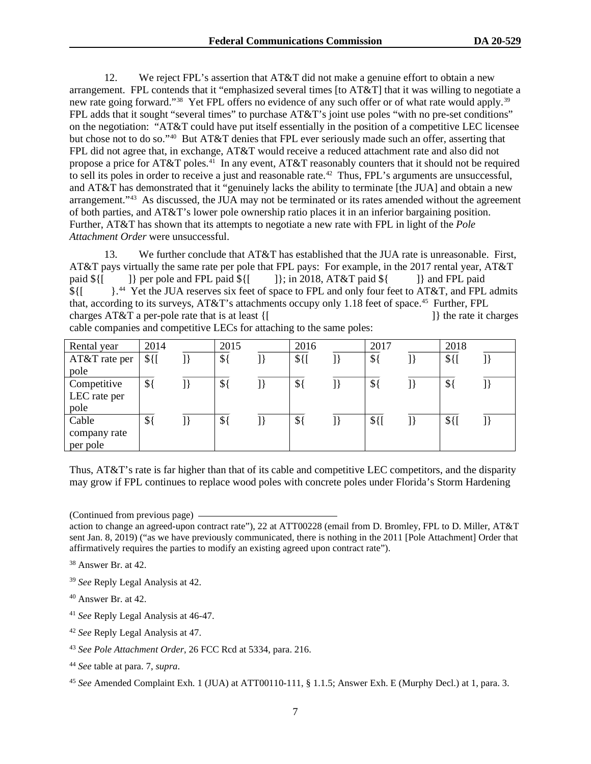12. We reject FPL's assertion that AT&T did not make a genuine effort to obtain a new arrangement. FPL contends that it "emphasized several times [to AT&T] that it was willing to negotiate a new rate going forward."[38] Yet FPL offers no evidence of any such offer or of what rate would apply.[39] FPL adds that it sought "several times" to purchase AT&T's joint use poles "with no pre-set conditions" on the negotiation: "AT&T could have put itself essentially in the position of a competitive LEC licensee but chose not to do so."[40] But AT&T denies that FPL ever seriously made such an offer, asserting that FPL did not agree that, in exchange, AT&T would receive a reduced attachment rate and also did not propose a price for AT&T poles.[41] In any event, AT&T reasonably counters that it should not be required to sell its poles in order to receive a just and reasonable rate.[42] Thus, FPL's arguments are unsuccessful, and AT&T has demonstrated that it "genuinely lacks the ability to terminate [the JUA] and obtain a new arrangement."[43] As discussed, the JUA may not be terminated or its rates amended without the agreement of both parties, and AT&T's lower pole ownership ratio places it in an inferior bargaining position. Further, AT&T has shown that its attempts to negotiate a new rate with FPL in light of the *Pole Attachment Order* were unsuccessful.

13. We further conclude that AT&T has established that the JUA rate is unreasonable. First, AT&T pays virtually the same rate per pole that FPL pays: For example, in the 2017 rental year, AT&T paid ${[ ]} per pole and FPL paid ${[ ]}; in 2018, AT&T paid ${ ]} and FPL paid ${[ }.[44] Yet the JUA reserves six feet of space to FPL and only four feet to AT&T, and FPL admits that, according to its surveys, AT&T's attachments occupy only 1.18 feet of space.[45] Further, FPL charges AT&T a per-pole rate that is at least {[ ]} the rate it charges cable companies and competitive LECs for attaching to the same poles:

| Rental year | 2014 | 2015 | 2016 | 2017 | 2018 |
|---|---|---|---|---|---|
| AT&T rate per pole | ${[ ]} | ${ ]} | ${[ ]} | ${ ]} | ${[ ]} |
| Competitive LEC rate per pole | ${ ]} | ${ ]} | ${ ]} | ${ ]} | ${ ]} |
| Cable company rate per pole | ${ ]} | ${ ]} | ${ ]} | ${[ ]} | ${[ ]} |

Thus, AT&T's rate is far higher than that of its cable and competitive LEC competitors, and the disparity may grow if FPL continues to replace wood poles with concrete poles under Florida's Storm Hardening

(Continued from previous page)

action to change an agreed-upon contract rate"), 22 at ATT00228 (email from D. Bromley, FPL to D. Miller, AT&T sent Jan. 8, 2019) ("as we have previously communicated, there is nothing in the 2011 [Pole Attachment] Order that affirmatively requires the parties to modify an existing agreed upon contract rate").

[38] Answer Br. at 42.

[39] *See* Reply Legal Analysis at 42.

[40] Answer Br. at 42.

[41] *See* Reply Legal Analysis at 46-47.

[42] *See* Reply Legal Analysis at 47.

[43] *See Pole Attachment Order*, 26 FCC Rcd at 5334, para. 216.

[44] *See* table at para. 7, *supra*.

[45] *See* Amended Complaint Exh. 1 (JUA) at ATT00110-111, § 1.1.5; Answer Exh. E (Murphy Decl.) at 1, para. 3.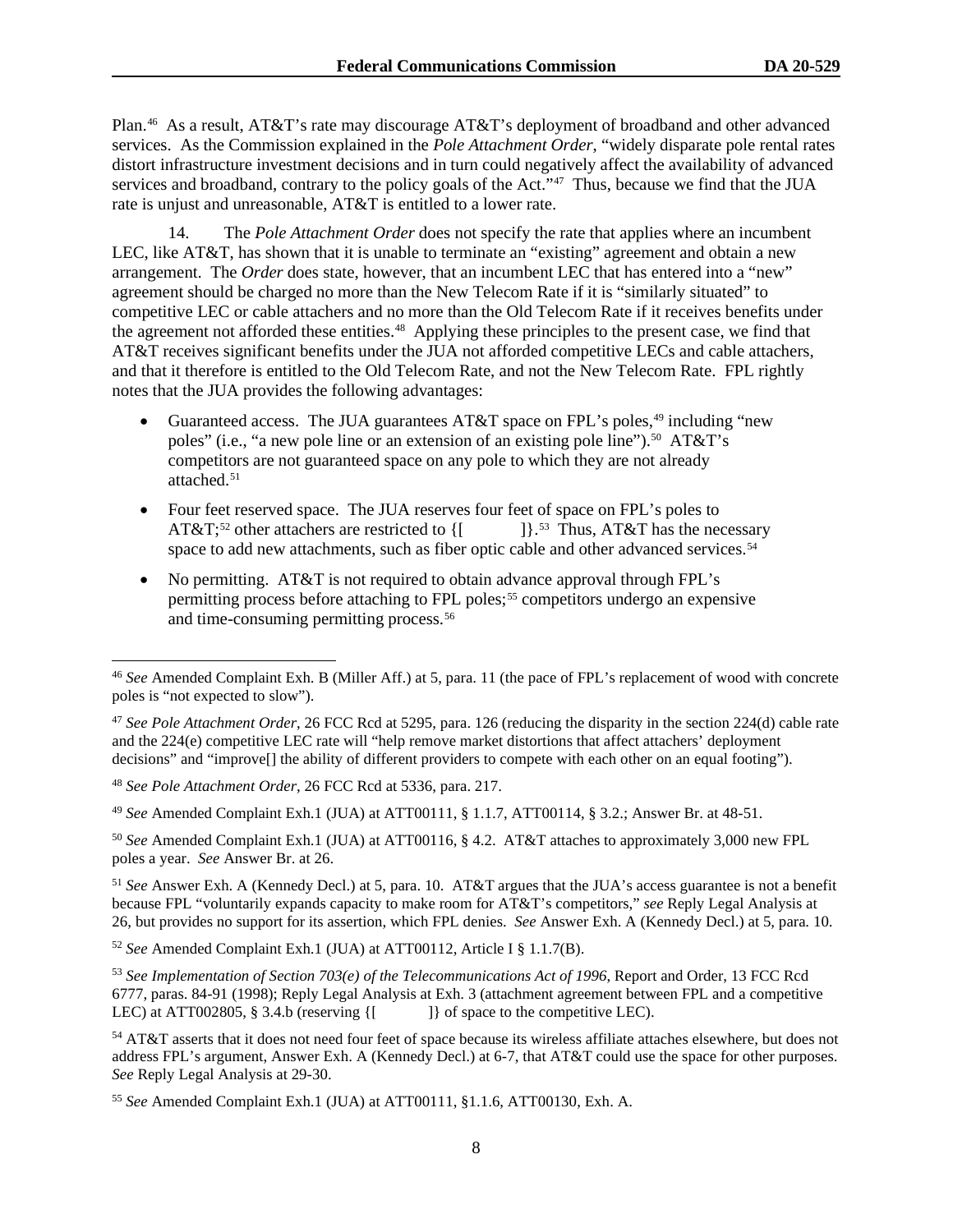Plan.[46] As a result, AT&T's rate may discourage AT&T's deployment of broadband and other advanced services. As the Commission explained in the *Pole Attachment Order*, "widely disparate pole rental rates distort infrastructure investment decisions and in turn could negatively affect the availability of advanced services and broadband, contrary to the policy goals of the Act."[47] Thus, because we find that the JUA rate is unjust and unreasonable, AT&T is entitled to a lower rate.

14. The *Pole Attachment Order* does not specify the rate that applies where an incumbent LEC, like AT&T, has shown that it is unable to terminate an "existing" agreement and obtain a new arrangement. The *Order* does state, however, that an incumbent LEC that has entered into a "new" agreement should be charged no more than the New Telecom Rate if it is "similarly situated" to competitive LEC or cable attachers and no more than the Old Telecom Rate if it receives benefits under the agreement not afforded these entities.[48] Applying these principles to the present case, we find that AT&T receives significant benefits under the JUA not afforded competitive LECs and cable attachers, and that it therefore is entitled to the Old Telecom Rate, and not the New Telecom Rate. FPL rightly notes that the JUA provides the following advantages:

- Guaranteed access. The JUA guarantees AT&T space on FPL's poles,[49] including "new poles" (i.e., "a new pole line or an extension of an existing pole line").[50] AT&T's competitors are not guaranteed space on any pole to which they are not already attached.[51]
- Four feet reserved space. The JUA reserves four feet of space on FPL's poles to AT&T;[52] other attachers are restricted to {[ ]}.[53] Thus, AT&T has the necessary space to add new attachments, such as fiber optic cable and other advanced services.[54]
- No permitting. AT&T is not required to obtain advance approval through FPL's permitting process before attaching to FPL poles;[55] competitors undergo an expensive and time-consuming permitting process.[56]

---

[46] *See* Amended Complaint Exh. B (Miller Aff.) at 5, para. 11 (the pace of FPL's replacement of wood with concrete poles is "not expected to slow").

[47] *See Pole Attachment Order*, 26 FCC Rcd at 5295, para. 126 (reducing the disparity in the section 224(d) cable rate and the 224(e) competitive LEC rate will "help remove market distortions that affect attachers' deployment decisions" and "improve[] the ability of different providers to compete with each other on an equal footing").

[48] *See Pole Attachment Order*, 26 FCC Rcd at 5336, para. 217.

[49] *See* Amended Complaint Exh.1 (JUA) at ATT00111, § 1.1.7, ATT00114, § 3.2.; Answer Br. at 48-51.

[50] *See* Amended Complaint Exh.1 (JUA) at ATT00116, § 4.2. AT&T attaches to approximately 3,000 new FPL poles a year. *See* Answer Br. at 26.

[51] *See* Answer Exh. A (Kennedy Decl.) at 5, para. 10. AT&T argues that the JUA's access guarantee is not a benefit because FPL "voluntarily expands capacity to make room for AT&T's competitors," *see* Reply Legal Analysis at 26, but provides no support for its assertion, which FPL denies. *See* Answer Exh. A (Kennedy Decl.) at 5, para. 10.

[52] *See* Amended Complaint Exh.1 (JUA) at ATT00112, Article I § 1.1.7(B).

[53] *See Implementation of Section 703(e) of the Telecommunications Act of 1996*, Report and Order, 13 FCC Rcd 6777, paras. 84-91 (1998); Reply Legal Analysis at Exh. 3 (attachment agreement between FPL and a competitive LEC) at ATT002805, § 3.4.b (reserving {[ ]} of space to the competitive LEC).

[54] AT&T asserts that it does not need four feet of space because its wireless affiliate attaches elsewhere, but does not address FPL's argument, Answer Exh. A (Kennedy Decl.) at 6-7, that AT&T could use the space for other purposes. *See* Reply Legal Analysis at 29-30.

[55] *See* Amended Complaint Exh.1 (JUA) at ATT00111, §1.1.6, ATT00130, Exh. A.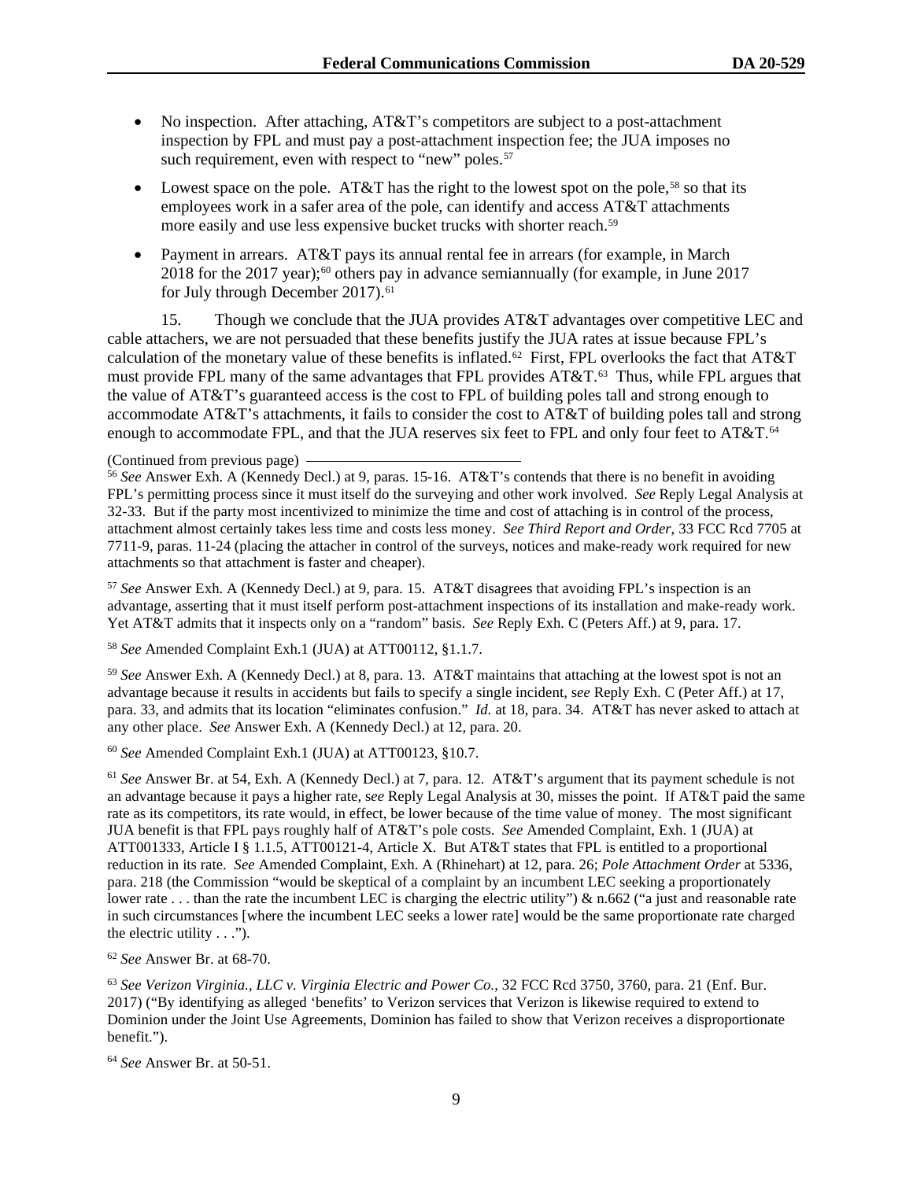- No inspection. After attaching, AT&T's competitors are subject to a post-attachment inspection by FPL and must pay a post-attachment inspection fee; the JUA imposes no such requirement, even with respect to "new" poles.[57]

- Lowest space on the pole. AT&T has the right to the lowest spot on the pole,[58] so that its employees work in a safer area of the pole, can identify and access AT&T attachments more easily and use less expensive bucket trucks with shorter reach.[59]

- Payment in arrears. AT&T pays its annual rental fee in arrears (for example, in March 2018 for the 2017 year);[60] others pay in advance semiannually (for example, in June 2017 for July through December 2017).[61]

15. Though we conclude that the JUA provides AT&T advantages over competitive LEC and cable attachers, we are not persuaded that these benefits justify the JUA rates at issue because FPL's calculation of the monetary value of these benefits is inflated.[62] First, FPL overlooks the fact that AT&T must provide FPL many of the same advantages that FPL provides AT&T.[63] Thus, while FPL argues that the value of AT&T's guaranteed access is the cost to FPL of building poles tall and strong enough to accommodate AT&T's attachments, it fails to consider the cost to AT&T of building poles tall and strong enough to accommodate FPL, and that the JUA reserves six feet to FPL and only four feet to AT&T.[64]

(Continued from previous page)

[56] *See* Answer Exh. A (Kennedy Decl.) at 9, paras. 15-16. AT&T's contends that there is no benefit in avoiding FPL's permitting process since it must itself do the surveying and other work involved. *See* Reply Legal Analysis at 32-33. But if the party most incentivized to minimize the time and cost of attaching is in control of the process, attachment almost certainly takes less time and costs less money. *See Third Report and Order*, 33 FCC Rcd 7705 at 7711-9, paras. 11-24 (placing the attacher in control of the surveys, notices and make-ready work required for new attachments so that attachment is faster and cheaper).

[57] *See* Answer Exh. A (Kennedy Decl.) at 9, para. 15. AT&T disagrees that avoiding FPL's inspection is an advantage, asserting that it must itself perform post-attachment inspections of its installation and make-ready work. Yet AT&T admits that it inspects only on a "random" basis. *See* Reply Exh. C (Peters Aff.) at 9, para. 17.

[58] *See* Amended Complaint Exh.1 (JUA) at ATT00112, §1.1.7.

[59] *See* Answer Exh. A (Kennedy Decl.) at 8, para. 13. AT&T maintains that attaching at the lowest spot is not an advantage because it results in accidents but fails to specify a single incident, s*ee* Reply Exh. C (Peter Aff.) at 17, para. 33, and admits that its location "eliminates confusion." *Id.* at 18, para. 34. AT&T has never asked to attach at any other place. *See* Answer Exh. A (Kennedy Decl.) at 12, para. 20.

[60] *See* Amended Complaint Exh.1 (JUA) at ATT00123, §10.7.

[61] *See* Answer Br. at 54, Exh. A (Kennedy Decl.) at 7, para. 12. AT&T's argument that its payment schedule is not an advantage because it pays a higher rate, s*ee* Reply Legal Analysis at 30, misses the point. If AT&T paid the same rate as its competitors, its rate would, in effect, be lower because of the time value of money. The most significant JUA benefit is that FPL pays roughly half of AT&T's pole costs. *See* Amended Complaint, Exh. 1 (JUA) at ATT001333, Article I § 1.1.5, ATT00121-4, Article X. But AT&T states that FPL is entitled to a proportional reduction in its rate. *See* Amended Complaint, Exh. A (Rhinehart) at 12, para. 26; *Pole Attachment Order* at 5336, para. 218 (the Commission "would be skeptical of a complaint by an incumbent LEC seeking a proportionately lower rate . . . than the rate the incumbent LEC is charging the electric utility") & n.662 ("a just and reasonable rate in such circumstances [where the incumbent LEC seeks a lower rate] would be the same proportionate rate charged the electric utility . . .").

[62] *See* Answer Br. at 68-70.

[63] *See Verizon Virginia., LLC v. Virginia Electric and Power Co.*, 32 FCC Rcd 3750, 3760, para. 21 (Enf. Bur. 2017) ("By identifying as alleged 'benefits' to Verizon services that Verizon is likewise required to extend to Dominion under the Joint Use Agreements, Dominion has failed to show that Verizon receives a disproportionate benefit.").

[64] *See* Answer Br. at 50-51.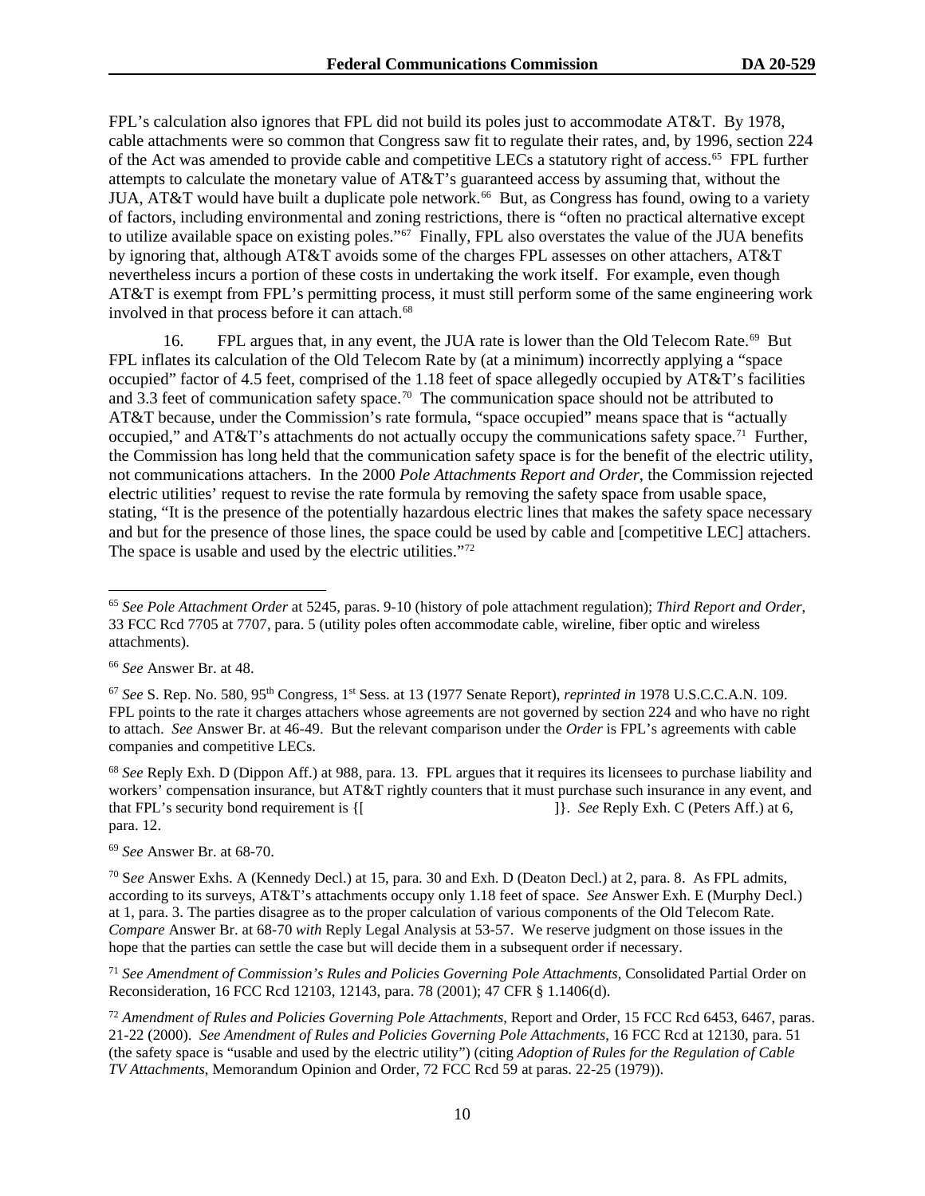FPL's calculation also ignores that FPL did not build its poles just to accommodate AT&T. By 1978, cable attachments were so common that Congress saw fit to regulate their rates, and, by 1996, section 224 of the Act was amended to provide cable and competitive LECs a statutory right of access.[65] FPL further attempts to calculate the monetary value of AT&T's guaranteed access by assuming that, without the JUA, AT&T would have built a duplicate pole network.[66] But, as Congress has found, owing to a variety of factors, including environmental and zoning restrictions, there is "often no practical alternative except to utilize available space on existing poles."[67] Finally, FPL also overstates the value of the JUA benefits by ignoring that, although AT&T avoids some of the charges FPL assesses on other attachers, AT&T nevertheless incurs a portion of these costs in undertaking the work itself. For example, even though AT&T is exempt from FPL's permitting process, it must still perform some of the same engineering work involved in that process before it can attach.[68]

16. FPL argues that, in any event, the JUA rate is lower than the Old Telecom Rate.[69] But FPL inflates its calculation of the Old Telecom Rate by (at a minimum) incorrectly applying a "space occupied" factor of 4.5 feet, comprised of the 1.18 feet of space allegedly occupied by AT&T's facilities and 3.3 feet of communication safety space.[70] The communication space should not be attributed to AT&T because, under the Commission's rate formula, "space occupied" means space that is "actually occupied," and AT&T's attachments do not actually occupy the communications safety space.[71] Further, the Commission has long held that the communication safety space is for the benefit of the electric utility, not communications attachers. In the 2000 *Pole Attachments Report and Order*, the Commission rejected electric utilities' request to revise the rate formula by removing the safety space from usable space, stating, "It is the presence of the potentially hazardous electric lines that makes the safety space necessary and but for the presence of those lines, the space could be used by cable and [competitive LEC] attachers. The space is usable and used by the electric utilities."[72]

---

[65] *See Pole Attachment Order* at 5245, paras. 9-10 (history of pole attachment regulation); *Third Report and Order*, 33 FCC Rcd 7705 at 7707, para. 5 (utility poles often accommodate cable, wireline, fiber optic and wireless attachments).

[66] *See* Answer Br. at 48.

[67] *See* S. Rep. No. 580, 95th Congress, 1st Sess. at 13 (1977 Senate Report), *reprinted in* 1978 U.S.C.C.A.N. 109. FPL points to the rate it charges attachers whose agreements are not governed by section 224 and who have no right to attach. *See* Answer Br. at 46-49. But the relevant comparison under the *Order* is FPL's agreements with cable companies and competitive LECs.

[68] *See* Reply Exh. D (Dippon Aff.) at 988, para. 13. FPL argues that it requires its licensees to purchase liability and workers' compensation insurance, but AT&T rightly counters that it must purchase such insurance in any event, and that FPL's security bond requirement is {[ ]}. *See* Reply Exh. C (Peters Aff.) at 6, para. 12.

[69] *See* Answer Br. at 68-70.

[70] S*ee* Answer Exhs. A (Kennedy Decl.) at 15, para. 30 and Exh. D (Deaton Decl.) at 2, para. 8. As FPL admits, according to its surveys, AT&T's attachments occupy only 1.18 feet of space. *See* Answer Exh. E (Murphy Decl.) at 1, para. 3. The parties disagree as to the proper calculation of various components of the Old Telecom Rate. *Compare* Answer Br. at 68-70 *with* Reply Legal Analysis at 53-57. We reserve judgment on those issues in the hope that the parties can settle the case but will decide them in a subsequent order if necessary.

[71] *See Amendment of Commission's Rules and Policies Governing Pole Attachments*, Consolidated Partial Order on Reconsideration, 16 FCC Rcd 12103, 12143, para. 78 (2001); 47 CFR § 1.1406(d).

[72] *Amendment of Rules and Policies Governing Pole Attachments*, Report and Order, 15 FCC Rcd 6453, 6467, paras. 21-22 (2000). *See Amendment of Rules and Policies Governing Pole Attachments*, 16 FCC Rcd at 12130, para. 51 (the safety space is "usable and used by the electric utility") (citing *Adoption of Rules for the Regulation of Cable TV Attachments*, Memorandum Opinion and Order, 72 FCC Rcd 59 at paras. 22-25 (1979)).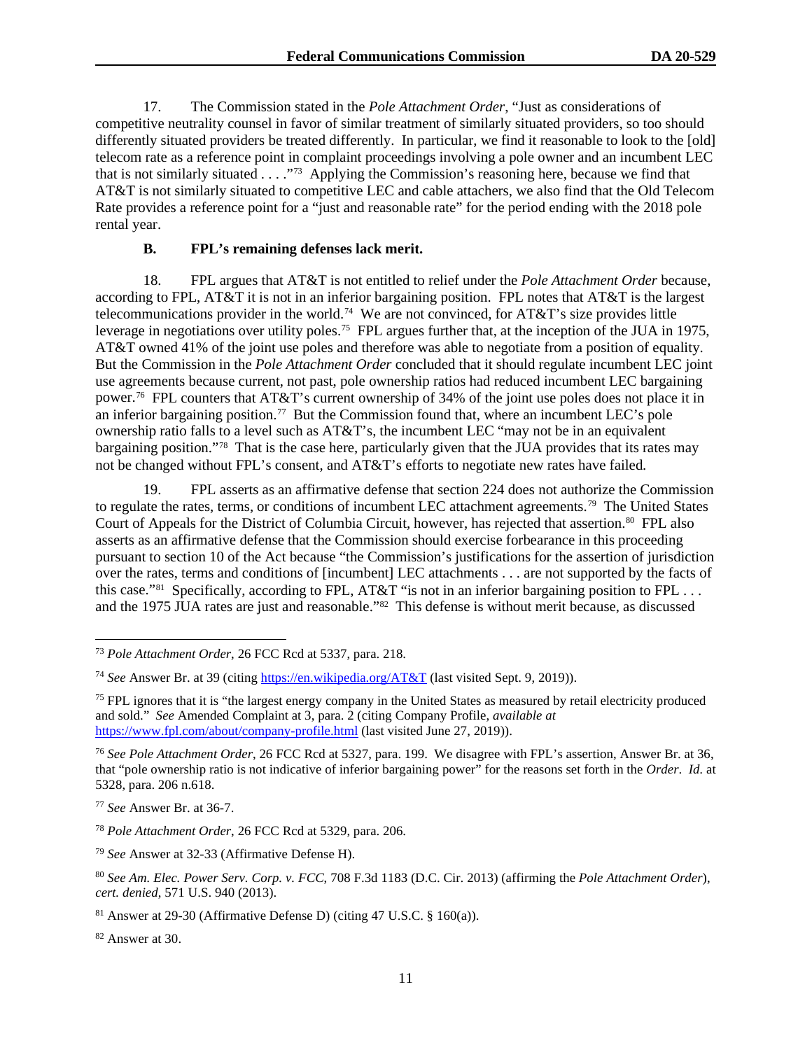17. The Commission stated in the *Pole Attachment Order*, "Just as considerations of competitive neutrality counsel in favor of similar treatment of similarly situated providers, so too should differently situated providers be treated differently. In particular, we find it reasonable to look to the [old] telecom rate as a reference point in complaint proceedings involving a pole owner and an incumbent LEC that is not similarly situated . . . ."[73] Applying the Commission's reasoning here, because we find that AT&T is not similarly situated to competitive LEC and cable attachers, we also find that the Old Telecom Rate provides a reference point for a "just and reasonable rate" for the period ending with the 2018 pole rental year.

### B. FPL's remaining defenses lack merit.

18. FPL argues that AT&T is not entitled to relief under the *Pole Attachment Order* because, according to FPL, AT&T it is not in an inferior bargaining position. FPL notes that AT&T is the largest telecommunications provider in the world.[74] We are not convinced, for AT&T's size provides little leverage in negotiations over utility poles.[75] FPL argues further that, at the inception of the JUA in 1975, AT&T owned 41% of the joint use poles and therefore was able to negotiate from a position of equality. But the Commission in the *Pole Attachment Order* concluded that it should regulate incumbent LEC joint use agreements because current, not past, pole ownership ratios had reduced incumbent LEC bargaining power.[76] FPL counters that AT&T's current ownership of 34% of the joint use poles does not place it in an inferior bargaining position.[77] But the Commission found that, where an incumbent LEC's pole ownership ratio falls to a level such as AT&T's, the incumbent LEC "may not be in an equivalent bargaining position."[78] That is the case here, particularly given that the JUA provides that its rates may not be changed without FPL's consent, and AT&T's efforts to negotiate new rates have failed.

19. FPL asserts as an affirmative defense that section 224 does not authorize the Commission to regulate the rates, terms, or conditions of incumbent LEC attachment agreements.[79] The United States Court of Appeals for the District of Columbia Circuit, however, has rejected that assertion.[80] FPL also asserts as an affirmative defense that the Commission should exercise forbearance in this proceeding pursuant to section 10 of the Act because "the Commission's justifications for the assertion of jurisdiction over the rates, terms and conditions of [incumbent] LEC attachments . . . are not supported by the facts of this case."[81] Specifically, according to FPL, AT&T "is not in an inferior bargaining position to FPL . . . and the 1975 JUA rates are just and reasonable."[82] This defense is without merit because, as discussed

---

[73] *Pole Attachment Order*, 26 FCC Rcd at 5337, para. 218.

[74] *See* Answer Br. at 39 (citing https://en.wikipedia.org/AT&T (last visited Sept. 9, 2019)).

[75] FPL ignores that it is "the largest energy company in the United States as measured by retail electricity produced and sold." *See* Amended Complaint at 3, para. 2 (citing Company Profile, *available at* https://www.fpl.com/about/company-profile.html (last visited June 27, 2019)).

[76] *See Pole Attachment Order*, 26 FCC Rcd at 5327, para. 199. We disagree with FPL's assertion, Answer Br. at 36, that "pole ownership ratio is not indicative of inferior bargaining power" for the reasons set forth in the *Order*. *Id.* at 5328, para. 206 n.618.

[77] *See* Answer Br. at 36-7.

[78] *Pole Attachment Order*, 26 FCC Rcd at 5329, para. 206.

[79] *See* Answer at 32-33 (Affirmative Defense H).

[80] *See Am. Elec. Power Serv. Corp. v. FCC*, 708 F.3d 1183 (D.C. Cir. 2013) (affirming the *Pole Attachment Order*), *cert. denied*, 571 U.S. 940 (2013).

[81] Answer at 29-30 (Affirmative Defense D) (citing 47 U.S.C. § 160(a)).

[82] Answer at 30.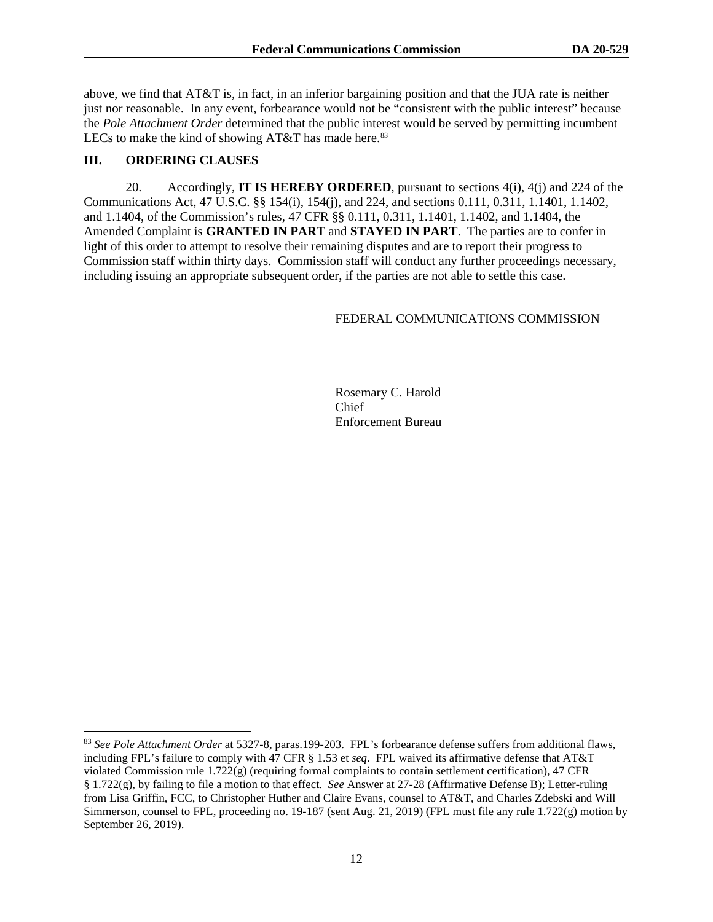above, we find that AT&T is, in fact, in an inferior bargaining position and that the JUA rate is neither just nor reasonable. In any event, forbearance would not be "consistent with the public interest" because the *Pole Attachment Order* determined that the public interest would be served by permitting incumbent LECs to make the kind of showing AT&T has made here.[83]

## III. ORDERING CLAUSES

20. Accordingly, **IT IS HEREBY ORDERED**, pursuant to sections 4(i), 4(j) and 224 of the Communications Act, 47 U.S.C. §§ 154(i), 154(j), and 224, and sections 0.111, 0.311, 1.1401, 1.1402, and 1.1404, of the Commission's rules, 47 CFR §§ 0.111, 0.311, 1.1401, 1.1402, and 1.1404, the Amended Complaint is **GRANTED IN PART** and **STAYED IN PART**. The parties are to confer in light of this order to attempt to resolve their remaining disputes and are to report their progress to Commission staff within thirty days. Commission staff will conduct any further proceedings necessary, including issuing an appropriate subsequent order, if the parties are not able to settle this case.

FEDERAL COMMUNICATIONS COMMISSION

Rosemary C. Harold
Chief
Enforcement Bureau

---

[83] *See Pole Attachment Order* at 5327-8, paras.199-203. FPL's forbearance defense suffers from additional flaws, including FPL's failure to comply with 47 CFR § 1.53 et *seq*. FPL waived its affirmative defense that AT&T violated Commission rule 1.722(g) (requiring formal complaints to contain settlement certification), 47 CFR § 1.722(g), by failing to file a motion to that effect. *See* Answer at 27-28 (Affirmative Defense B); Letter-ruling from Lisa Griffin, FCC, to Christopher Huther and Claire Evans, counsel to AT&T, and Charles Zdebski and Will Simmerson, counsel to FPL, proceeding no. 19-187 (sent Aug. 21, 2019) (FPL must file any rule 1.722(g) motion by September 26, 2019).